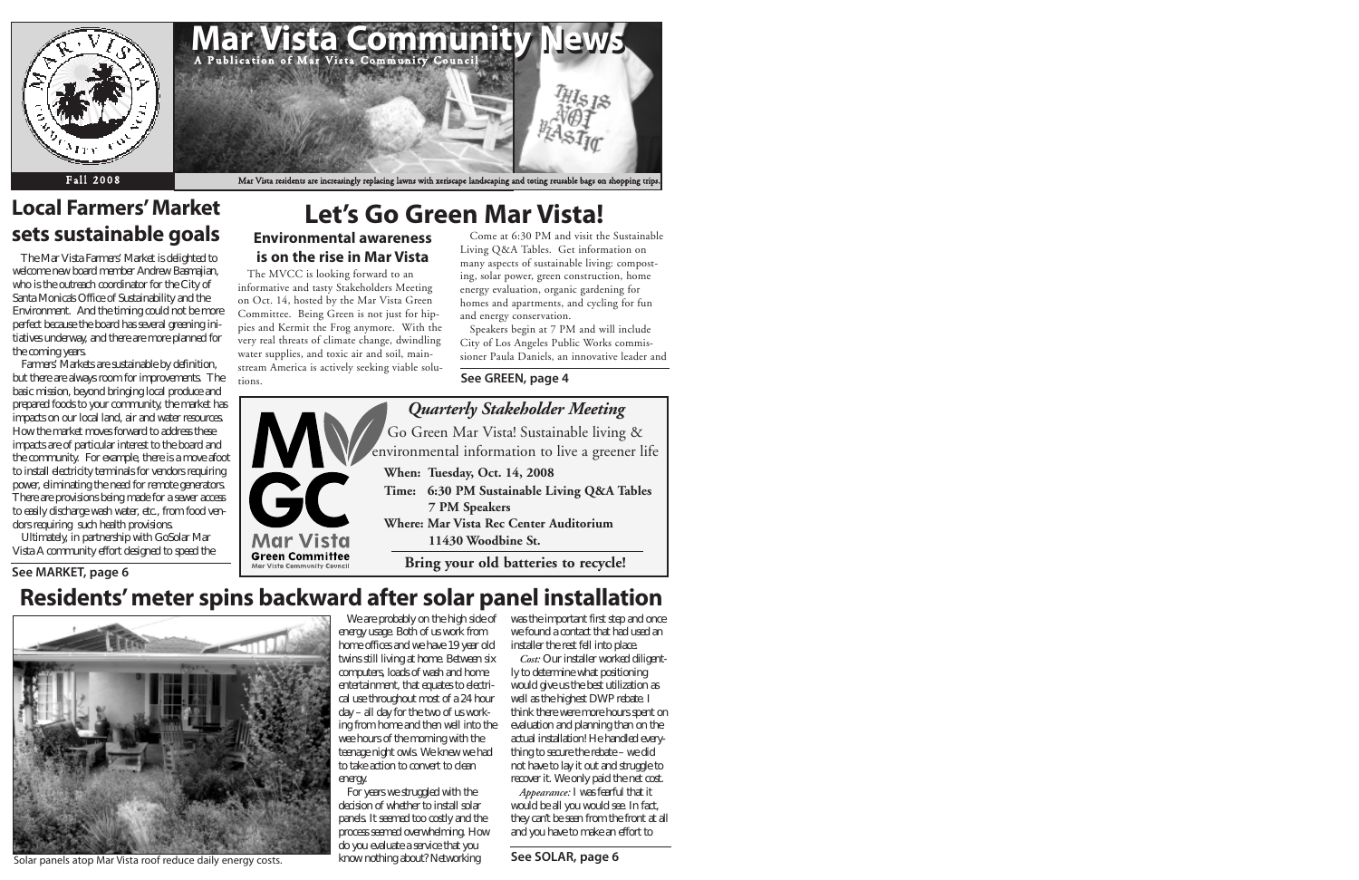# Mar Vista Community News

A Publication of Mar Vista Community Council

Fall 2008

Mar Vista residents are increasingly replacing lawns with xeriscape landscaping and toting reusable bags on shopping trips.

## Local Farmers' Market sets sustainable goals

The Mar Vista Farmers' Market is delighted to welcome new board member Andrew Basmajian, who is the outreach coordinator for the City of Santa Monica's Office of Sustainability and the Environment. And the timing could not be more perfect because the board has several greening initiatives underway, and there are more planned for the coming years.

Farmers' Markets are sustainable by definition, but there are always room for improvements. The basic mission, beyond bringing local produce and prepared foods to your community, the market has impacts on our local land, air and water resources. How the market moves forward to address these impacts are of particular interest to the board and the community. For example, there is a move afoot to install electricity terminals for vendors requiring power, eliminating the need for remote generators. There are provisions being made for a sewer access to easily discharge wash water, etc., from food vendors requiring such health provisions.

Ultimately, in partnership with GoSolar Mar Vista A community effort designed to speed the

**See MARKET, page 6**

## Let's Go Green Mar Vista!

### Environmental awareness is on the rise in Mar Vista

The MVCC is looking forward to an informative and tasty Stakeholders Meeting on Oct. 14, hosted by the Mar Vista Green Committee. Being Green is not just for hippies and Kermit the Frog anymore. With the very real threats of climate change, dwindling water supplies, and toxic air and soil, mainstream America is actively seeking viable solutions.

Come at 6:30 PM and visit the Sustainable Living Q&A Tables. Get information on many aspects of sustainable living: composting, solar power, green construction, home energy evaluation, organic gardening for homes and apartments, and cycling for fun and energy conservation.

Speakers begin at 7 PM and will include City of Los Angeles Public Works commissioner Paula Daniels, an innovative leader and

**See GREEN, page 4**

MVGC Mar Vista Green Committee Mar Vista Community Council

*Quarterly Stakeholder Meeting*

Go Green Mar Vista! Sustainable living & environmental information to live a greener life

**When: Tuesday, Oct. 14, 2008**

**Time: 6:30 PM Sustainable Living Q&A Tables**
**7 PM Speakers**

**Where: Mar Vista Rec Center Auditorium**
**11430 Woodbine St.**

**Bring your old batteries to recycle!**

## Residents' meter spins backward after solar panel installation

Solar panels atop Mar Vista roof reduce daily energy costs.

We are probably on the high side of energy usage. Both of us work from home offices and we have 19 year old twins still living at home. Between six computers, loads of wash and home entertainment, that equates to electrical use throughout most of a 24 hour day – all day for the two of us working from home and then well into the wee hours of the morning with the teenage night owls. We knew we had to take action to convert to clean energy.

For years we struggled with the decision of whether to install solar panels. It seemed too costly and the process seemed overwhelming. How do you evaluate a service that you know nothing about? Networking was the important first step and once we found a contact that had used an installer the rest fell into place.

*Cost:* Our installer worked diligently to determine what positioning would give us the best utilization as well as the highest DWP rebate. I think there were more hours spent on evaluation and planning than on the actual installation! He handled everything to secure the rebate – we did not have to lay it out and struggle to recover it. We only paid the net cost.

*Appearance:* I was fearful that it would be all you would see. In fact, they can't be seen from the front at all and you have to make an effort to

**See SOLAR, page 6**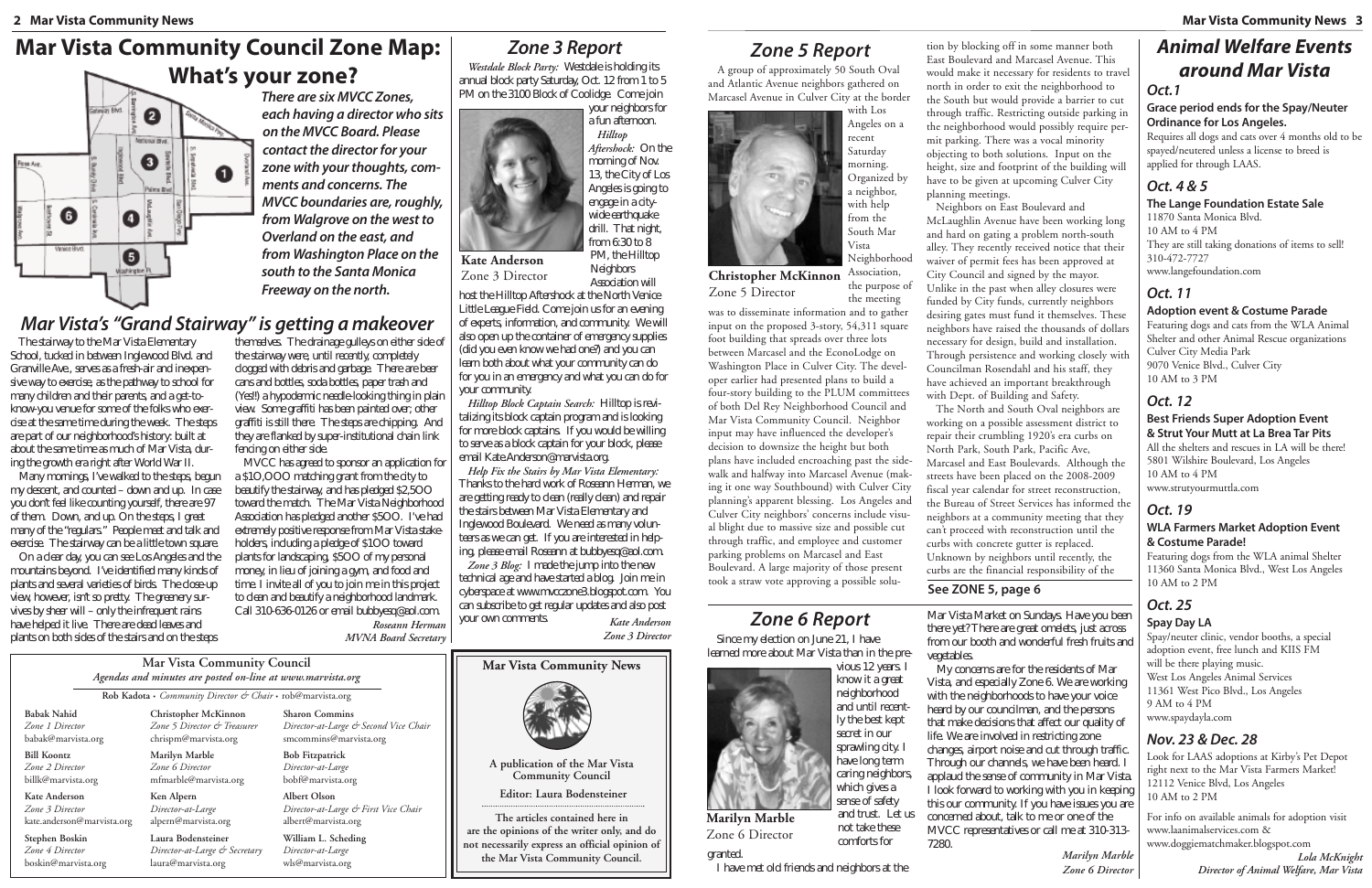# Mar Vista Community Council Zone Map: What's your zone?

***There are six MVCC Zones, each having a director who sits on the MVCC Board. Please contact the director for your zone with your thoughts, comments and concerns. The MVCC boundaries are, roughly, from Walgrove on the west to Overland on the east, and from Washington Place on the south to the Santa Monica Freeway on the north.***

## Mar Vista's "Grand Stairway" is getting a makeover

The stairway to the Mar Vista Elementary School, tucked in between Inglewood Blvd. and Granville Ave., serves as a fresh-air and inexpensive way to exercise, as the pathway to school for many children and their parents, and a get-to-know-you venue for some of the folks who exercise at the same time during the week. The steps are part of our neighborhood's history: built at about the same time as much of Mar Vista, during the growth era right after World War II.

Many mornings, I've walked to the steps, begun my descent, and counted – down and up. In case you don't feel like counting yourself, there are 97 of them. Down, and up. On the steps, I greet many of the "regulars." People meet and talk and exercise. The stairway can be a little town square.

On a clear day, you can see Los Angeles and the mountains beyond. I've identified many kinds of plants and several varieties of birds. The close-up view, however, isn't so pretty. The greenery survives by sheer will – only the infrequent rains have helped it live. There are dead leaves and plants on both sides of the stairs and on the steps themselves. The drainage gulleys on either side of the stairway were, until recently, completely clogged with debris and garbage. There are beer cans and bottles, soda bottles, paper trash and (Yes!!) a hypodermic needle-looking thing in plain view. Some graffiti has been painted over; other graffiti is still there. The steps are chipping. And they are flanked by super-institutional chain link fencing on either side.

MVCC has agreed to sponsor an application for a $10,000 matching grant from the city to beautify the stairway, and has pledged $2,500 toward the match. The Mar Vista Neighborhood Association has pledged another $500. I've had extremely positive response from Mar Vista stakeholders, including a pledge of $100 toward plants for landscaping, $500 of my personal money, in lieu of joining a gym, and food and time. I invite all of you to join me in this project to clean and beautify a neighborhood landmark. Call 310-636-0126 or email bubbyesq@aol.com.

*Roseann Herman*
*MVNA Board Secretary*

## Zone 3 Report

*Westdale Block Party:* Westdale is holding its annual block party Saturday, Oct. 12 from 1 to 5 PM on the 3100 Block of Coolidge. Come join your neighbors for a fun afternoon.

**Kate Anderson**
Zone 3 Director

*Hilltop Aftershock:* On the morning of Nov. 13, the City of Los Angeles is going to engage in a city-wide earthquake drill. That night, from 6:30 to 8 PM, the Hilltop Neighbors Association will host the Hilltop Aftershock at the North Venice Little League Field. Come join us for an evening of experts, information, and community. We will also open up the container of emergency supplies (did you even know we had one?) and you can learn both about what your community can do for you in an emergency and what you can do for your community.

*Hilltop Block Captain Search:* Hilltop is revitalizing its block captain program and is looking for more block captains. If you would be willing to serve as a block captain for your block, please email Kate.Anderson@marvista.org.

*Help Fix the Stairs by Mar Vista Elementary:* Thanks to the hard work of Roseann Herman, we are getting ready to clean (really clean) and repair the stairs between Mar Vista Elementary and Inglewood Boulevard. We need as many volunteers as we can get. If you are interested in helping, please email Roseann at bubbyesq@aol.com.

*Zone 3 Blog:* I made the jump into the new technical age and have started a blog. Join me in cyberspace at www.mvcczone3.blogspot.com. You can subscribe to get regular updates and also post your own comments.

*Kate Anderson*
*Zone 3 Director*

### Mar Vista Community Council
*Agendas and minutes are posted on-line at www.marvista.org*

Rob Kadota • *Community Director & Chair* • rob@marvista.org

**Babak Nahid**
*Zone 1 Director*
babak@marvista.org

**Bill Koontz**
*Zone 2 Director*
billk@marvista.org

**Kate Anderson**
*Zone 3 Director*
kate.anderson@marvista.org

**Stephen Boskin**
*Zone 4 Director*
boskin@marvista.org

**Christopher McKinnon**
*Zone 5 Director & Treasurer*
chrispm@marvista.org

**Marilyn Marble**
*Zone 6 Director*
mfmarble@marvista.org

**Ken Alpern**
*Director-at-Large*
alpern@marvista.org

**Laura Bodensteiner**
*Director-at-Large & Secretary*
laura@marvista.org

**Sharon Commins**
*Director-at-Large & Second Vice Chair*
smcommins@marvista.org

**Bob Fitzpatrick**
*Director-at-Large*
bobf@marvista.org

**Albert Olson**
*Director-at-Large & First Vice Chair*
albert@marvista.org

**William L. Scheding**
*Director-at-Large*
wls@marvista.org

### Mar Vista Community News

**A publication of the Mar Vista Community Council**

**Editor: Laura Bodensteiner**

**The articles contained here in are the opinions of the writer only, and do not necessarily express an official opinion of the Mar Vista Community Council.**

## Zone 5 Report

A group of approximately 50 South Oval and Atlantic Avenue neighbors gathered on Marcasel Avenue in Culver City at the border with Los Angeles on a recent Saturday morning. Organized by a neighbor, with help from the South Mar Vista Neighborhood Association, the purpose of the meeting was to disseminate information and to gather input on the proposed 3-story, 54,311 square foot building that spreads over three lots between Marcasel and the EconoLodge on Washington Place in Culver City. The developer earlier had presented plans to build a four-story building to the PLUM committees of both Del Rey Neighborhood Council and Mar Vista Community Council. Neighbor input may have influenced the developer's decision to downsize the height but both plans have included encroaching past the sidewalk and halfway into Marcasel Avenue (making it one way Southbound) with Culver City planning's apparent blessing. Los Angeles and Culver City neighbors' concerns include visual blight due to massive size and possible cut through traffic, and employee and customer parking problems on Marcasel and East Boulevard. A large majority of those present took a straw vote approving a possible solution by blocking off in some manner both East Boulevard and Marcasel Avenue. This would make it necessary for residents to travel north in order to exit the neighborhood to the South but would provide a barrier to cut through traffic. Restricting outside parking in the neighborhood would possibly require permit parking. There was a vocal minority objecting to both solutions. Input on the height, size and footprint of the building will have to be given at upcoming Culver City planning meetings.

**Christopher McKinnon**
Zone 5 Director

Neighbors on East Boulevard and McLaughlin Avenue have been working long and hard on gating a problem north-south alley. They recently received notice that their waiver of permit fees has been approved at City Council and signed by the mayor. Unlike in the past when alley closures were funded by City funds, currently neighbors desiring gates must fund it themselves. These neighbors have raised the thousands of dollars necessary for design, build and installation. Through persistence and working closely with Councilman Rosendahl and his staff, they have achieved an important breakthrough with Dept. of Building and Safety.

The North and South Oval neighbors are working on a possible assessment district to repair their crumbling 1920's era curbs on North Park, South Park, Pacific Ave, Marcasel and East Boulevards. Although the streets have been placed on the 2008-2009 fiscal year calendar for street reconstruction, the Bureau of Street Services has informed the neighbors at a community meeting that they can't proceed with reconstruction until the curbs with concrete gutter is replaced. Unknown by neighbors until recently, the curbs are the financial responsibility of the

**See ZONE 5, page 6**

## Zone 6 Report

Since my election on June 21, I have learned more about Mar Vista than in the previous 12 years. I know it a great neighborhood and until recently the best kept secret in our sprawling city. I have long term caring neighbors, which gives a sense of safety and trust. Let us not take these comforts for granted.

**Marilyn Marble**
Zone 6 Director

I have met old friends and neighbors at the Mar Vista Market on Sundays. Have you been there yet? There are great omelets, just across from our booth and wonderful fresh fruits and vegetables.

My concerns are for the residents of Mar Vista, and especially Zone 6. We are working with the neighborhoods to have your voice heard by our councilman, and the persons that make decisions that affect our quality of life. We are involved in restricting zone changes, airport noise and cut through traffic. Through our channels, we have been heard. I applaud the sense of community in Mar Vista. I look forward to working with you in keeping this our community. If you have issues you are concerned about, talk to me or one of the MVCC representatives or call me at 310-313-7280.

*Marilyn Marble*
*Zone 6 Director*

# Animal Welfare Events around Mar Vista

### Oct.1

**Grace period ends for the Spay/Neuter Ordinance for Los Angeles.**
Requires all dogs and cats over 4 months old to be spayed/neutered unless a license to breed is applied for through LAAS.

### Oct. 4 & 5

**The Lange Foundation Estate Sale**
11870 Santa Monica Blvd.
10 AM to 4 PM
They are still taking donations of items to sell!
310-472-7727
www.langefoundation.com

### Oct. 11

**Adoption event & Costume Parade**
Featuring dogs and cats from the WLA Animal Shelter and other Animal Rescue organizations
Culver City Media Park
9070 Venice Blvd., Culver City
10 AM to 3 PM

### Oct. 12

**Best Friends Super Adoption Event & Strut Your Mutt at La Brea Tar Pits**
All the shelters and rescues in LA will be there!
5801 Wilshire Boulevard, Los Angeles
10 AM to 4 PM
www.strutyourmuttla.com

### Oct. 19

**WLA Farmers Market Adoption Event & Costume Parade!**
Featuring dogs from the WLA animal Shelter
11360 Santa Monica Blvd., West Los Angeles
10 AM to 2 PM

### Oct. 25

**Spay Day LA**
Spay/neuter clinic, vendor booths, a special adoption event, free lunch and KIIS FM will be there playing music.
West Los Angeles Animal Services
11361 West Pico Blvd., Los Angeles
9 AM to 4 PM
www.spaydayla.com

### Nov. 23 & Dec. 28

Look for LAAS adoptions at Kirby's Pet Depot right next to the Mar Vista Farmers Market!
12112 Venice Blvd, Los Angeles
10 AM to 2 PM

For info on available animals for adoption visit www.laanimalservices.com & www.doggiematchmaker.blogspot.com

*Lola McKnight*
*Director of Animal Welfare, Mar Vista*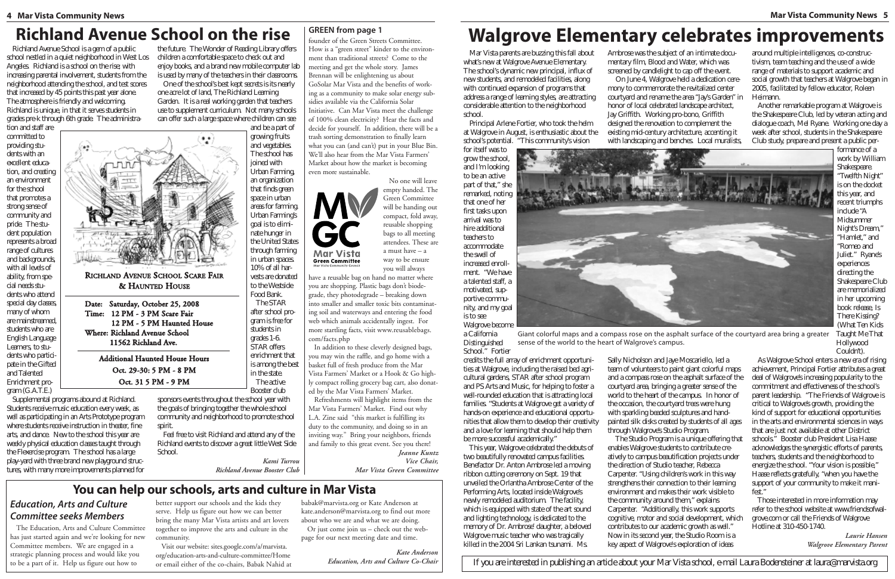# Richland Avenue School on the rise

Richland Avenue School is a gem of a public school nestled in a quiet neighborhood in West Los Angeles. Richland is a school on the rise; with increasing parental involvement, students from the neighborhood attending the school, and test scores that increased by 45 points this past year alone. The atmosphere is friendly and welcoming. Richland is unique, in that it serves students in grades pre-k through 6th grade. The administration and staff are committed to providing students with an excellent education, and creating an environment for the school that promotes a strong sense of community and pride. The student population represents a broad range of cultures and backgrounds, with all levels of ability, from special needs students who attend special day classes, many of whom are mainstreamed, students who are English Language Learners, to students who participate in the Gifted and Talented Enrichment program (G.A.T.E.)

**RICHLAND AVENUE SCHOOL SCARE FAIR & HAUNTED HOUSE**

**Date: Saturday, October 25, 2008**
**Time: 12 PM - 3 PM Scare Fair**
**12 PM - 5 PM Haunted House**
**Where: Richland Avenue School**
**11562 Richland Ave.**

**Additional Haunted House Hours**
**Oct. 29-30: 5 PM - 8 PM**
**Oct. 31 5 PM - 9 PM**

Supplemental programs abound at Richland. Students receive music education every week, as well as participating in an Arts Prototype program where students receive instruction in theater, fine arts, and dance. New to the school this year are weekly physical education classes taught through the Flexercise program. The school has a large play-yard with three brand new playground structures, with many more improvements planned for the future. The Wonder of Reading Library offers children a comfortable space to check out and enjoy books, and a brand new mobile computer lab is used by many of the teachers in their classrooms.

One of the school's best kept secrets is its nearly one acre lot of land, The Richland Learning Garden. It is a real working garden that teachers use to supplement curriculum. Not many schools can offer such a large space where children can see and be a part of growing fruits and vegetables. The school has joined with Urban Farming, an organization that finds green space in urban areas for farming. Urban Farming's goal is to eliminate hunger in the United States through farming in urban spaces. 10% of all harvests are donated to the Westside Food Bank.

The STAR after school program is free for students in grades 1-6. STAR offers enrichment that is among the best in the state.

The active Booster club sponsors events throughout the school year with the goals of bringing together the whole school community and neighborhood to promote school spirit.

Feel free to visit Richland and attend any of the Richland events to discover a great little West Side School.

*Kami Turrou*
*Richland Avenue Booster Club*

## GREEN from page 1

founder of the Green Streets Committee. How is a "green street" kinder to the environment than traditional streets? Come to the meeting and get the whole story. James Brennan will be enlightening us about GoSolar Mar Vista and the benefits of working as a community to make solar energy subsidies available via the California Solar Initiative. Can Mar Vista meet the challenge of 100% clean electricity? Hear the facts and decide for yourself. In addition, there will be a trash sorting demonstration to finally learn what you can (and can't) put in your Blue Bin. We'll also hear from the Mar Vista Farmers' Market about how the market is becoming even more sustainable.

No one will leave empty handed. The Green Committee will be handing out compact, fold away, reusable shopping bags to all meeting attendees. These are a must have – a way to be ensure you will always have a reusable bag on hand no matter where you are shopping. Plastic bags don't biodegrade, they photodegrade – breaking down into smaller and smaller toxic bits contaminating soil and waterways and entering the food web which animals accidentally ingest. For more startling facts, visit www.reusablebags.com/facts.php

In addition to these cleverly designed bags, you may win the raffle, and go home with a basket full of fresh produce from the Mar Vista Farmers' Market or a Hook & Go highly compact rolling grocery bag cart, also donated by the Mar Vista Farmers' Market.

Refreshments will highlight items from the Mar Vista Farmers' Market. Find out why L.A. Zine said "this market is fulfilling its duty to the community, and doing so in an inviting way." Bring your neighbors, friends and family to this great event. See you there!

*Jeanne Kuntz*
*Vice Chair,*
*Mar Vista Green Committee*

# Walgrove Elementary celebrates improvements

Mar Vista parents are buzzing this fall about what's new at Walgrove Avenue Elementary. The school's dynamic new principal, influx of new students, and remodeled facilities, along with continued expansion of programs that address a range of learning styles, are attracting considerable attention to the neighborhood school.

Principal Arlene Fortier, who took the helm at Walgrove in August, is enthusiastic about the school's potential. "This community's vision for itself was to grow the school, and I'm looking to be an active part of that," she remarked, noting that one of her first tasks upon arrival was to hire additional teachers to accommodate the swell of increased enrollment. "We have a talented staff, a motivated, supportive community, and my goal is to see Walgrove become a California Distinguished School." Fortier credits the full array of enrichment opportunities at Walgrove, including the raised bed agricultural gardens, STAR after school program and PS Arts and Music, for helping to foster a well-rounded education that is attracting local families. "Students at Walgrove get a variety of hands-on experience and educational opportunities that allow them to develop their creativity and a love for learning that should help them be more successful academically."

Giant colorful maps and a compass rose on the asphalt surface of the courtyard area bring a greater sense of the world to the heart of Walgrove's campus.

This year, Walgrove celebrated the debuts of two beautifully renovated campus facilities. Benefactor Dr. Anton Ambrose led a moving ribbon cutting ceremony on Sept. 19 that unveiled the Orlantha Ambrose Center of the Performing Arts, located inside Walgrove's newly remodeled auditorium. The facility, which is equipped with state of the art sound and lighting technology, is dedicated to the memory of Dr. Ambrose' daughter, a beloved Walgrove music teacher who was tragically killed in the 2004 Sri Lankan tsunami. Ms. Ambrose was the subject of an intimate documentary film, Blood and Water, which was screened by candlelight to cap off the event.

On June 4, Walgrove held a dedication ceremony to commemorate the revitalized center courtyard and rename the area "Jay's Garden" in honor of local celebrated landscape architect, Jay Griffith. Working pro-bono, Griffith designed the renovation to complement the existing mid-century architecture, accenting it with landscaping and benches. Local muralists, Sally Nicholson and Jaye Moscariello, led a team of volunteers to paint giant colorful maps and a compass rose on the asphalt surface of the courtyard area, bringing a greater sense of the world to the heart of the campus. In honor of the occasion, the courtyard trees were hung with sparkling beaded sculptures and hand-painted silk disks created by students of all ages through Walgrove's Studio Program.

The Studio Program is a unique offering that enables Walgrove students to contribute creatively to campus beautification projects under the direction of Studio teacher, Rebecca Carpenter. "Using children's work in this way strengthens their connection to their learning environment and makes their work visible to the community around them," explains Carpenter. "Additionally, this work supports cognitive, motor and social development, which contributes to our academic growth as well." Now in its second year, the Studio Room is a key aspect of Walgrove's exploration of ideas around multiple intelligences, co-constructivism, team teaching and the use of a wide range of materials to support academic and social growth that teachers at Walgrove began in 2005, facilitated by fellow educator, Roleen Heimann.

Another remarkable program at Walgrove is the Shakespeare Club, led by veteran acting and dialogue coach, Mel Ryane. Working one day a week after school, students in the Shakespeare Club study, prepare and present a public performance of a work by William Shakespeare. "Twelfth Night" is on the docket this year, and recent triumphs include "A Midsummer Night's Dream," "Hamlet," and "Romeo and Juliet." Ryane's experiences directing the Shakespeare Club are memorialized in her upcoming book release, Is There Kissing? (What Ten Kids Taught Me That Hollywood Couldn't).

As Walgrove School enters a new era of rising achievement, Principal Fortier attributes a great deal of Walgrove's increasing popularity to the commitment and effectiveness of the school's parent leadership. "The Friends of Walgrove is critical to Walgrove's growth, providing the kind of support for educational opportunities in the arts and environmental sciences in ways that are just not available at other District schools." Booster club President Lisa Haase acknowledges the synergistic efforts of parents, teachers, students and the neighborhood to energize the school. "Your vision is possible," Haase reflects gratefully, "when you have the support of your community to make it manifest."

Those interested in more information may refer to the school website at www.friendsofwalgrove.com or call the Friends of Walgrove Hotline at 310-450-1740.

*Laurie Hansen*
*Walgrove Elementary Parent*

## You can help our schools, arts and culture in Mar Vista

### Education, Arts and Culture Committee seeks Members

The Education, Arts and Culture Committee has just started again and we're looking for new Committee members. We are engaged in a strategic planning process and would like you to be a part of it. Help us figure out how to better support our schools and the kids they serve. Help us figure out how we can better bring the many Mar Vista artists and art lovers together to improve the arts and culture in the community.

Visit our website: sites.google.com/a/marvista.org/education-arts-and-culture-committee/Home or email either of the co-chairs, Babak Nahid at babak@marvista.org or Kate Anderson at kate.anderson@marvista.org to find out more about who we are and what we are doing.

Or just come join us – check out the webpage for our next meeting date and time.

*Kate Anderson*
*Education, Arts and Culture Co-Chair*

If you are interested in publishing an article about your Mar Vista school, e-mail Laura Bodensteiner at laura@marvista.org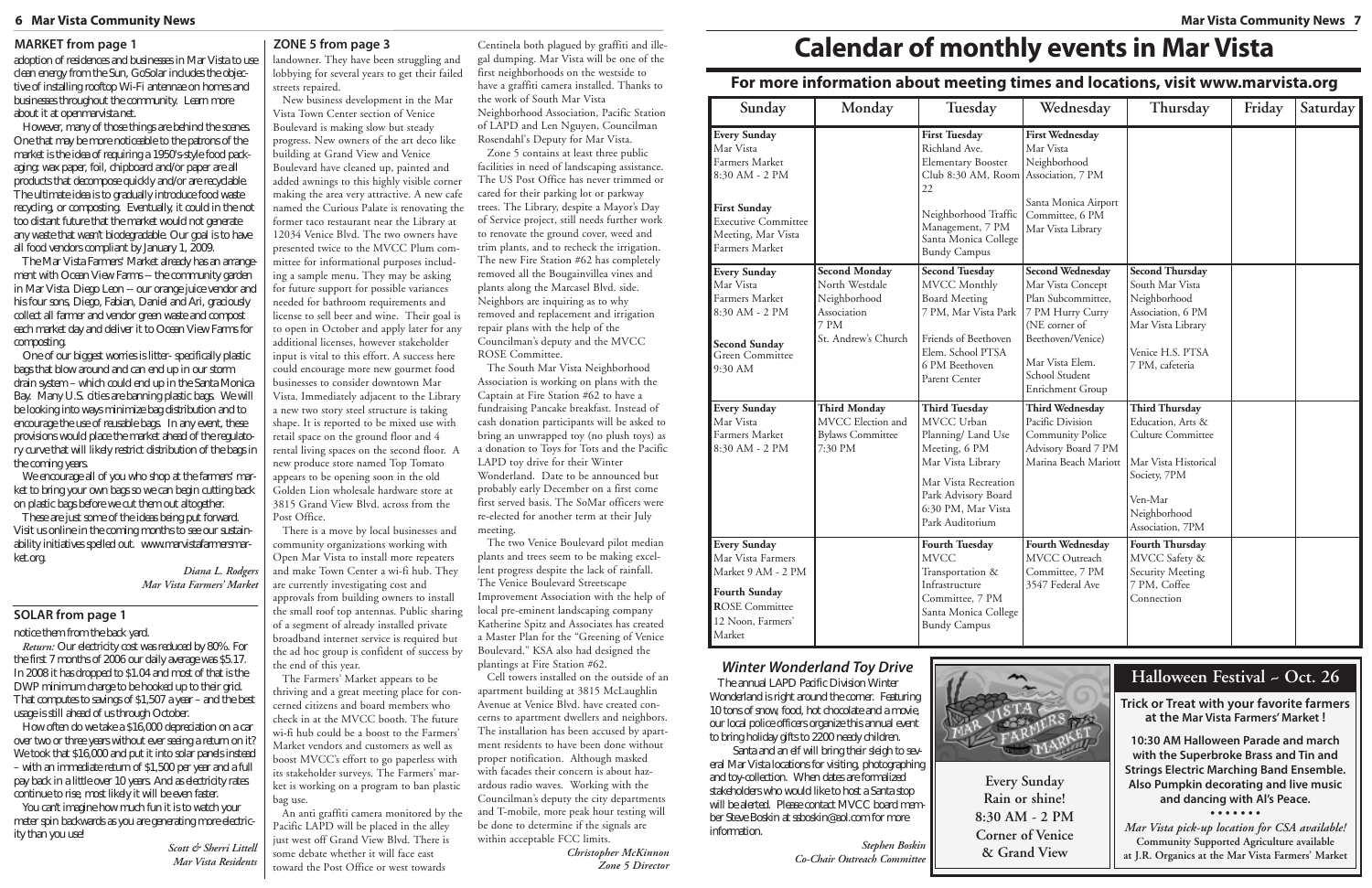## MARKET from page 1

adoption of residences and businesses in Mar Vista to use clean energy from the Sun, GoSolar includes the objective of installing rooftop Wi-Fi antennae on homes and businesses throughout the community. Learn more about it at openmarvista.net.

However, many of those things are behind the scenes. One that may be more noticeable to the patrons of the market is the idea of requiring a 1950's-style food packaging: wax paper, foil, chipboard and/or paper are all products that decompose quickly and/or are recyclable. The ultimate idea is to gradually introduce food waste recycling, or composting. Eventually, it could in the not too distant future that the market would not generate any waste that wasn't biodegradable. Our goal is to have all food vendors compliant by January 1, 2009.

The Mar Vista Farmers' Market already has an arrangement with Ocean View Farms -- the community garden in Mar Vista. Diego Leon -- our orange juice vendor and his four sons, Diego, Fabian, Daniel and Ari, graciously collect all farmer and vendor green waste and compost each market day and deliver it to Ocean View Farms for composting.

One of our biggest worries is litter- specifically plastic bags that blow around and can end up in our storm drain system – which could end up in the Santa Monica Bay. Many U.S. cities are banning plastic bags. We will be looking into ways minimize bag distribution and to encourage the use of reusable bags. In any event, these provisions would place the market ahead of the regulatory curve that will likely restrict distribution of the bags in the coming years.

We encourage all of you who shop at the farmers' market to bring your own bags so we can begin cutting back on plastic bags before we cut them out altogether.

These are just some of the ideas being put forward. Visit us online in the coming months to see our sustainability initiatives spelled out. www.marvistafarmersmarket.org.

*Diana L. Rodgers*
*Mar Vista Farmers' Market*

## SOLAR from page 1

notice them from the back yard.

*Return:* Our electricity cost was reduced by 80%. For the first 7 months of 2006 our daily average was $5.17. In 2008 it has dropped to $1.04 and most of that is the DWP minimum charge to be hooked up to their grid. That computes to savings of $1,507 a year – and the best usage is still ahead of us through October.

How often do we take a $16,000 depreciation on a car over two or three years without ever seeing a return on it? We took that $16,000 and put it into solar panels instead – with an immediate return of $1,500 per year and a full pay back in a little over 10 years. And as electricity rates continue to rise, most likely it will be even faster.

You can't imagine how much fun it is to watch your meter spin backwards as you are generating more electricity than you use!

*Scott & Sherri Littell*
*Mar Vista Residents*

## ZONE 5 from page 3

landowner. They have been struggling and lobbying for several years to get their failed streets repaired.

New business development in the Mar Vista Town Center section of Venice Boulevard is making slow but steady progress. New owners of the art deco like building at Grand View and Venice Boulevard have cleaned up, painted and added awnings to this highly visible corner making the area very attractive. A new cafe named the Curious Palate is renovating the former taco restaurant near the Library at 12034 Venice Blvd. The two owners have presented twice to the MVCC Plum committee for informational purposes including a sample menu. They may be asking for future support for possible variances needed for bathroom requirements and license to sell beer and wine. Their goal is to open in October and apply later for any additional licenses, however stakeholder input is vital to this effort. A success here could encourage more new gourmet food businesses to consider downtown Mar Vista. Immediately adjacent to the Library a new two story steel structure is taking shape. It is reported to be mixed use with retail space on the ground floor and 4 rental living spaces on the second floor. A new produce store named Top Tomato appears to be opening soon in the old Golden Lion wholesale hardware store at 3815 Grand View Blvd. across from the Post Office.

There is a move by local businesses and community organizations working with Open Mar Vista to install more repeaters and make Town Center a wi-fi hub. They are currently investigating cost and approvals from building owners to install the small roof top antennas. Public sharing of a segment of already installed private broadband internet service is required but the ad hoc group is confident of success by the end of this year.

The Farmers' Market appears to be thriving and a great meeting place for concerned citizens and board members who check in at the MVCC booth. The future wi-fi hub could be a boost to the Farmers' Market vendors and customers as well as boost MVCC's effort to go paperless with its stakeholder surveys. The Farmers' market is working on a program to ban plastic bag use.

An anti graffiti camera monitored by the Pacific LAPD will be placed in the alley just west off Grand View Blvd. There is some debate whether it will face east toward the Post Office or west towards Centinela both plagued by graffiti and illegal dumping. Mar Vista will be one of the first neighborhoods on the westside to have a graffiti camera installed. Thanks to the work of South Mar Vista Neighborhood Association, Pacific Station of LAPD and Len Nguyen, Councilman Rosendahl's Deputy for Mar Vista.

Zone 5 contains at least three public facilities in need of landscaping assistance. The US Post Office has never trimmed or cared for their parking lot or parkway trees. The Library, despite a Mayor's Day of Service project, still needs further work to renovate the ground cover, weed and trim plants, and to recheck the irrigation. The new Fire Station #62 has completely removed all the Bougainvillea vines and plants along the Marcasel Blvd. side. Neighbors are inquiring as to why removed and replacement and irrigation repair plans with the help of the Councilman's deputy and the MVCC ROSE Committee.

The South Mar Vista Neighborhood Association is working on plans with the Captain at Fire Station #62 to have a fundraising Pancake breakfast. Instead of cash donation participants will be asked to bring an unwrapped toy (no plush toys) as a donation to Toys for Tots and the Pacific LAPD toy drive for their Winter Wonderland. Date to be announced but probably early December on a first come first served basis. The SoMar officers were re-elected for another term at their July meeting.

The two Venice Boulevard pilot median plants and trees seem to be making excellent progress despite the lack of rainfall. The Venice Boulevard Streetscape Improvement Association with the help of local pre-eminent landscaping company Katherine Spitz and Associates has created a Master Plan for the "Greening of Venice Boulevard." KSA also had designed the plantings at Fire Station #62.

Cell towers installed on the outside of an apartment building at 3815 McLaughlin Avenue at Venice Blvd. have created concerns to apartment dwellers and neighbors. The installation has been accused by apartment residents to have been done without proper notification. Although masked with facades their concern is about hazardous radio waves. Working with the Councilman's deputy the city departments and T-mobile, more peak hour testing will be done to determine if the signals are within acceptable FCC limits.

*Christopher McKinnon*
*Zone 5 Director*

# Calendar of monthly events in Mar Vista

## For more information about meeting times and locations, visit www.marvista.org

| Sunday | Monday | Tuesday | Wednesday | Thursday | Friday | Saturday |
|---|---|---|---|---|---|---|
| **Every Sunday** Mar Vista Farmers Market 8:30 AM - 2 PM<br><br>**First Sunday** Executive Committee Meeting, Mar Vista Farmers Market | | **First Tuesday** Richland Ave. Elementary Booster Club 8:30 AM, Room 22<br><br>Neighborhood Traffic Management, 7 PM Santa Monica College Bundy Campus | **First Wednesday** Mar Vista Neighborhood Association, 7 PM<br><br>Santa Monica Airport Committee, 6 PM Mar Vista Library | | | |
| **Every Sunday** Mar Vista Farmers Market 8:30 AM - 2 PM<br><br>**Second Sunday** Green Committee 9:30 AM | **Second Monday** North Westdale Neighborhood Association 7 PM St. Andrew's Church | **Second Tuesday** MVCC Monthly Board Meeting 7 PM, Mar Vista Park<br><br>Friends of Beethoven Elem. School PTSA 6 PM Beethoven Parent Center | **Second Wednesday** Mar Vista Concept Plan Subcommittee, 7 PM Hurry Curry (NE corner of Beethoven/Venice)<br><br>Mar Vista Elem. School Student Enrichment Group | **Second Thursday** South Mar Vista Neighborhood Association, 6 PM Mar Vista Library<br><br>Venice H.S. PTSA 7 PM, cafeteria | | |
| **Every Sunday** Mar Vista Farmers Market 8:30 AM - 2 PM | **Third Monday** MVCC Election and Bylaws Committee 7:30 PM | **Third Tuesday** MVCC Urban Planning/ Land Use Meeting, 6 PM Mar Vista Library<br><br>Mar Vista Recreation Park Advisory Board 6:30 PM, Mar Vista Park Auditorium | **Third Wednesday** Pacific Division Community Police Advisory Board 7 PM Marina Beach Mariott | **Third Thursday** Education, Arts & Culture Committee<br><br>Mar Vista Historical Society, 7PM<br><br>Ven-Mar Neighborhood Association, 7PM | | |
| **Every Sunday** Mar Vista Farmers Market 9 AM - 2 PM<br><br>**Fourth Sunday** ROSE Committee 12 Noon, Farmers' Market | | **Fourth Tuesday** MVCC Transportation & Infrastructure Committee, 7 PM Santa Monica College Bundy Campus | **Fourth Wednesday** MVCC Outreach Committee, 7 PM 3547 Federal Ave | **Fourth Thursday** MVCC Safety & Security Meeting 7 PM, Coffee Connection | | |

### *Winter Wonderland Toy Drive*

The annual LAPD Pacific Division Winter Wonderland is right around the corner. Featuring 10 tons of snow, food, hot chocolate and a movie, our local police officers organize this annual event to bring holiday gifts to 2200 needy children.

Santa and an elf will bring their sleigh to several Mar Vista locations for visiting, photographing and toy-collection. When dates are formalized stakeholders who would like to host a Santa stop will be alerted. Please contact MVCC board member Steve Boskin at ssboskin@aol.com for more information.

*Stephen Boskin*
*Co-Chair Outreach Committee*

MAR VISTA FARMERS MARKET

**Every Sunday**
**Rain or shine!**
**8:30 AM - 2 PM**
**Corner of Venice & Grand View**

## Halloween Festival ~ Oct. 26

**Trick or Treat with your favorite farmers at the Mar Vista Farmers' Market !**

**10:30 AM Halloween Parade and march with the Superbroke Brass and Tin and Strings Electric Marching Band Ensemble. Also Pumpkin decorating and live music and dancing with Al's Peace.**

• • • • • • •

***Mar Vista pick-up location for CSA available!***
**Community Supported Agriculture available at J.R. Organics at the Mar Vista Farmers' Market**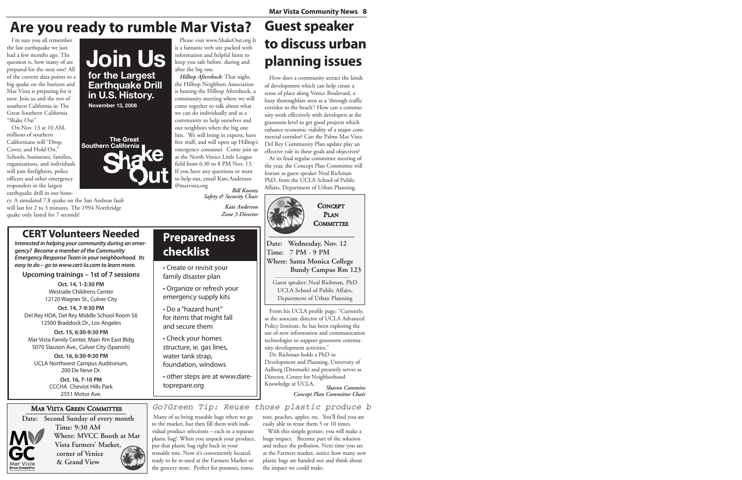# Are you ready to rumble Mar Vista?

I'm sure you all remember the last earthquake we just had a few months ago. The question is, how many of are prepared for the next one? All of the current data points to a big quake on the horizon and Mar Vista is preparing for it now. Join us and the rest of southern California in The Great Southern California "Shake Out".

On Nov. 13 at 10 AM, millions of southern Californians will "Drop, Cover, and Hold On." Schools, businesses, families, organizations, and individuals will join firefighters, police officers and other emergency responders in the largest earthquake drill in our history. A simulated 7.8 quake on the San Andreas fault will last for 2 to 3 minutes. The 1994 Northridge quake only lasted for 7 seconds!

**Join Us**
**for the Largest Earthquake Drill in U.S. History.**
**November 13, 2008**

**The Great Southern California Shake Out**

Please visit www.ShakeOut.org It is a fantastic web site packed with information and helpful hints to keep you safe before, during and after the big one.

***Hilltop Aftershock:*** That night, the Hilltop Neighbors Association is hosting the Hilltop Aftershock, a community meeting where we will come together to talk about what we can do individually and as a community to help ourselves and our neighbors when the big one hits. We will bring in experts, have free stuff, and will open up Hilltop's emergency container. Come join us at the North Venice Little League field from 6:30 to 8 PM Nov. 13. If you have any questions or want to help out, email Kate.Anderson @marvista.org

*Bill Koontz*
*Safety & Security Chair*

*Kate Anderson*
*Zone 3 Director*

## CERT Volunteers Needed

***Interested in helping your community during an emergency? Become a member of the Community Emergency Response Team in your neighborhood. Its easy to do – go to www.cert-la.com to learn more.***

**Upcoming trainings – 1st of 7 sessions**

**Oct. 14, 1-3:30 PM**
Westside Childrens Center
12120 Wagner St., Culver City

**Oct. 14, 7-9:30 PM**
Del Rey HOA, Del Rey Middle School Room 56
12500 Braddock Dr., Los Angeles

**Oct. 15, 6:30-9:30 PM**
Mar Vista Family Center, Main Rm East Bldg
5070 Slauson Ave., Culver City (Spanish)

**Oct. 16, 6:30-9:30 PM**
UCLA Northwest Campus Auditorium,
200 De Neve Dr.

**Oct. 16, 7-10 PM**
CCCHA Cheviot Hills Park
2551 Motor Ave.

## Preparedness checklist

- Create or revisit your family disaster plan
- Organize or refresh your emergency supply kits
- Do a "hazard hunt" for items that might fall and secure them
- Check your homes structure, ie. gas lines, water tank strap, foundation, windows
- other steps are at www.daretoprepare.org

# Guest speaker to discuss urban planning issues

How does a community attract the kinds of development which can help create a sense of place along Venice Boulevard, a busy thoroughfare seen as a 'through traffic corridor to the beach'? How can a community work effectively with developers at the grassroots level to get good projects which enhance economic viability of a major commercial corridor? Can the Palms Mar Vista Del Rey Community Plan update play an effective role in these goals and objectives?

At its final regular committee meeting of the year, the Concept Plan Committee will feature as guest speaker Neal Richman PhD, from the UCLA School of Public Affairs, Department of Urban Planning.

**CONCEPT PLAN COMMITTEE**

**Date: Wednesday, Nov. 12**
**Time: 7 PM - 9 PM**
**Where: Santa Monica College Bundy Campus Rm 123**

Guest speaker: Neal Richman, PhD
UCLA School of Public Affairs,
Department of Urban Planning

From his UCLA profile page: "Currently, as the associate director of UCLA Advanced Policy Institute, he has been exploring the use of new information and communication technologies to support grassroots community development activities."

Dr. Richman holds a PhD in Development and Planning, University of Aalborg (Denmark) and presently serves as Director, Center for Neighborhood Knowledge at UCLA.

*Sharon Commins*
*Concept Plan Committee Chair*

**MAR VISTA GREEN COMMITTEE**

**Date: Second Sunday of every month**
**Time: 9:30 AM**
**Where: MVCC Booth at Mar Vista Farmers' Market, corner of Venice & Grand View**

## Go?Green Tip: Reuse those plastic produce b

Many of us bring reusable bags when we go to the market, but then fill them with individual produce selections – each in a separate plastic bag! When you unpack your produce, put that plastic bag right back in your reusable tote. Now it's conveniently located, ready to be re-used at the Farmers Market or the grocery store. Perfect for potatoes, tomatoes, peaches, apples, etc. You'll find you are easily able to reuse them 5 or 10 times.

With this simple gesture, you will make a huge impact. Become part of the solution and reduce the pollution. Next time you are at the Farmers market, notice how many new plastic bags are handed out and think about the impact we could make.